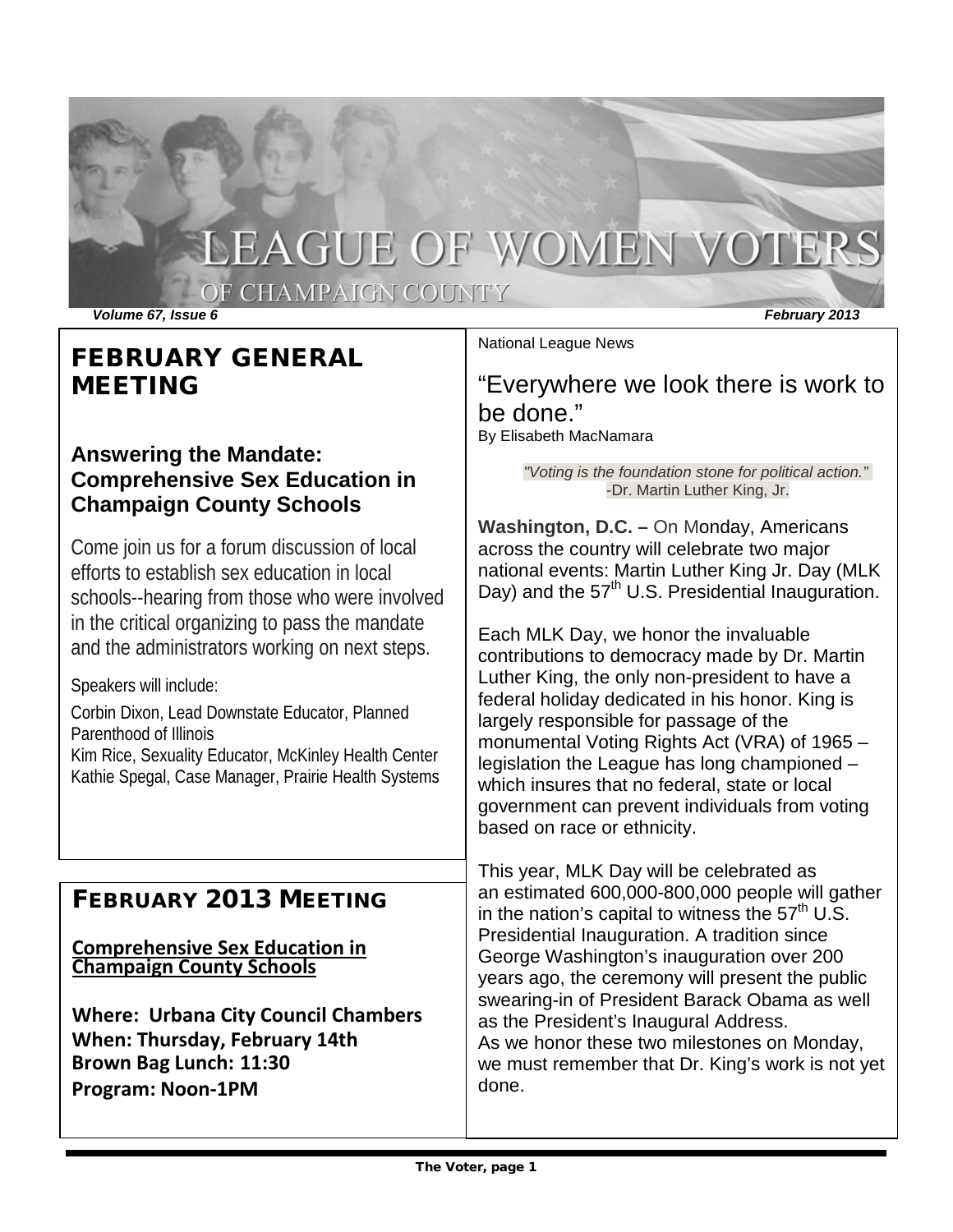# LEAGUE OF WOMEN VOTERS

OF CHAMPAIGN COUNTY

*Volume 67, Issue 6* *February 2013*

## FEBRUARY GENERAL MEETING

### Answering the Mandate: Comprehensive Sex Education in Champaign County Schools

Come join us for a forum discussion of local efforts to establish sex education in local schools--hearing from those who were involved in the critical organizing to pass the mandate and the administrators working on next steps.

Speakers will include:

Corbin Dixon, Lead Downstate Educator, Planned Parenthood of Illinois
Kim Rice, Sexuality Educator, McKinley Health Center
Kathie Spegal, Case Manager, Prairie Health Systems

## FEBRUARY 2013 MEETING

**Comprehensive Sex Education in Champaign County Schools**

**Where: Urbana City Council Chambers**
**When: Thursday, February 14th**
**Brown Bag Lunch: 11:30**
**Program: Noon-1PM**

National League News

## "Everywhere we look there is work to be done."

By Elisabeth MacNamara

> *"Voting is the foundation stone for political action."*
> -Dr. Martin Luther King, Jr.

**Washington, D.C. –** On Monday, Americans across the country will celebrate two major national events: Martin Luther King Jr. Day (MLK Day) and the 57th U.S. Presidential Inauguration.

Each MLK Day, we honor the invaluable contributions to democracy made by Dr. Martin Luther King, the only non-president to have a federal holiday dedicated in his honor. King is largely responsible for passage of the monumental Voting Rights Act (VRA) of 1965 – legislation the League has long championed – which insures that no federal, state or local government can prevent individuals from voting based on race or ethnicity.

This year, MLK Day will be celebrated as an estimated 600,000-800,000 people will gather in the nation's capital to witness the 57th U.S. Presidential Inauguration. A tradition since George Washington's inauguration over 200 years ago, the ceremony will present the public swearing-in of President Barack Obama as well as the President's Inaugural Address.
As we honor these two milestones on Monday, we must remember that Dr. King's work is not yet done.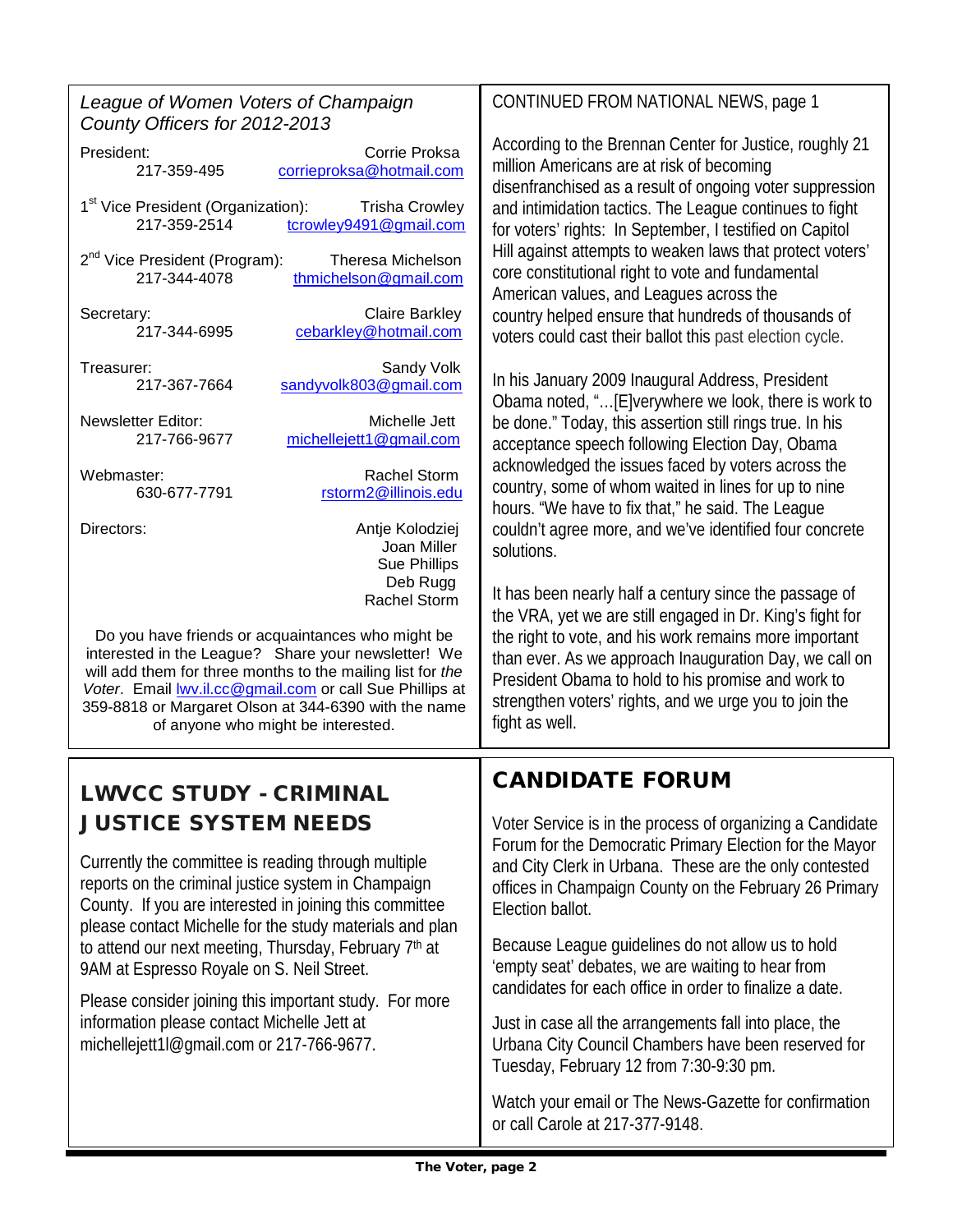*League of Women Voters of Champaign County Officers for 2012-2013*

President: Corrie Proksa
217-359-495 corrieproksa@hotmail.com

1st Vice President (Organization): Trisha Crowley
217-359-2514 tcrowley9491@gmail.com

2nd Vice President (Program): Theresa Michelson
217-344-4078 thmichelson@gmail.com

Secretary: Claire Barkley
217-344-6995 cebarkley@hotmail.com

Treasurer: Sandy Volk
217-367-7664 sandyvolk803@gmail.com

Newsletter Editor: Michelle Jett
217-766-9677 michellejett1@gmail.com

Webmaster: Rachel Storm
630-677-7791 rstorm2@illinois.edu

Directors: Antje Kolodziej
Joan Miller
Sue Phillips
Deb Rugg
Rachel Storm

Do you have friends or acquaintances who might be interested in the League? Share your newsletter! We will add them for three months to the mailing list for *the Voter*. Email lwv.il.cc@gmail.com or call Sue Phillips at 359-8818 or Margaret Olson at 344-6390 with the name of anyone who might be interested.

CONTINUED FROM NATIONAL NEWS, page 1

According to the Brennan Center for Justice, roughly 21 million Americans are at risk of becoming disenfranchised as a result of ongoing voter suppression and intimidation tactics. The League continues to fight for voters' rights: In September, I testified on Capitol Hill against attempts to weaken laws that protect voters' core constitutional right to vote and fundamental American values, and Leagues across the country helped ensure that hundreds of thousands of voters could cast their ballot this past election cycle.

In his January 2009 Inaugural Address, President Obama noted, "…[E]verywhere we look, there is work to be done." Today, this assertion still rings true. In his acceptance speech following Election Day, Obama acknowledged the issues faced by voters across the country, some of whom waited in lines for up to nine hours. "We have to fix that," he said. The League couldn't agree more, and we've identified four concrete solutions.

It has been nearly half a century since the passage of the VRA, yet we are still engaged in Dr. King's fight for the right to vote, and his work remains more important than ever. As we approach Inauguration Day, we call on President Obama to hold to his promise and work to strengthen voters' rights, and we urge you to join the fight as well.

## LWVCC STUDY - CRIMINAL JUSTICE SYSTEM NEEDS

Currently the committee is reading through multiple reports on the criminal justice system in Champaign County. If you are interested in joining this committee please contact Michelle for the study materials and plan to attend our next meeting, Thursday, February 7th at 9AM at Espresso Royale on S. Neil Street.

Please consider joining this important study. For more information please contact Michelle Jett at michellejett1l@gmail.com or 217-766-9677.

## CANDIDATE FORUM

Voter Service is in the process of organizing a Candidate Forum for the Democratic Primary Election for the Mayor and City Clerk in Urbana. These are the only contested offices in Champaign County on the February 26 Primary Election ballot.

Because League guidelines do not allow us to hold 'empty seat' debates, we are waiting to hear from candidates for each office in order to finalize a date.

Just in case all the arrangements fall into place, the Urbana City Council Chambers have been reserved for Tuesday, February 12 from 7:30-9:30 pm.

Watch your email or The News-Gazette for confirmation or call Carole at 217-377-9148.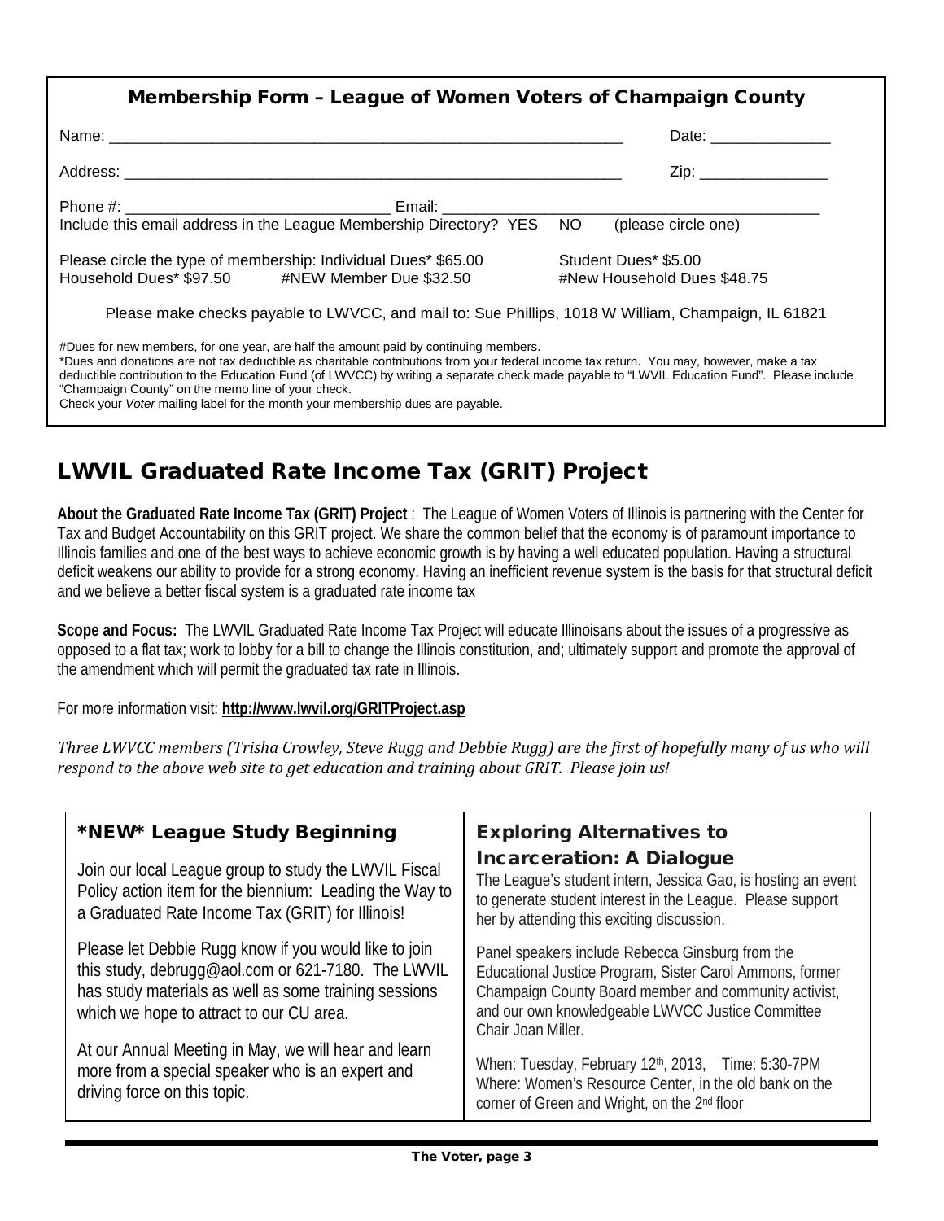## Membership Form – League of Women Voters of Champaign County

Name: ____________________________________________________________ Date: ______________

Address: __________________________________________________________ Zip: _______________

Phone #: _______________________________ Email: ____________________________________________

Include this email address in the League Membership Directory? YES NO (please circle one)

Please circle the type of membership: Individual Dues* $65.00 Student Dues* $5.00
Household Dues* $97.50 #NEW Member Due $32.50 #New Household Dues $48.75

Please make checks payable to LWVCC, and mail to: Sue Phillips, 1018 W William, Champaign, IL 61821

#Dues for new members, for one year, are half the amount paid by continuing members.
*Dues and donations are not tax deductible as charitable contributions from your federal income tax return. You may, however, make a tax deductible contribution to the Education Fund (of LWVCC) by writing a separate check made payable to "LWVIL Education Fund". Please include "Champaign County" on the memo line of your check.
Check your *Voter* mailing label for the month your membership dues are payable.

## LWVIL Graduated Rate Income Tax (GRIT) Project

**About the Graduated Rate Income Tax (GRIT) Project** : The League of Women Voters of Illinois is partnering with the Center for Tax and Budget Accountability on this GRIT project. We share the common belief that the economy is of paramount importance to Illinois families and one of the best ways to achieve economic growth is by having a well educated population. Having a structural deficit weakens our ability to provide for a strong economy. Having an inefficient revenue system is the basis for that structural deficit and we believe a better fiscal system is a graduated rate income tax

**Scope and Focus:** The LWVIL Graduated Rate Income Tax Project will educate Illinoisans about the issues of a progressive as opposed to a flat tax; work to lobby for a bill to change the Illinois constitution, and; ultimately support and promote the approval of the amendment which will permit the graduated tax rate in Illinois.

For more information visit: **http://www.lwvil.org/GRITProject.asp**

*Three LWVCC members (Trisha Crowley, Steve Rugg and Debbie Rugg) are the first of hopefully many of us who will respond to the above web site to get education and training about GRIT. Please join us!*

### *NEW* League Study Beginning

Join our local League group to study the LWVIL Fiscal Policy action item for the biennium: Leading the Way to a Graduated Rate Income Tax (GRIT) for Illinois!

Please let Debbie Rugg know if you would like to join this study, debrugg@aol.com or 621-7180. The LWVIL has study materials as well as some training sessions which we hope to attract to our CU area.

At our Annual Meeting in May, we will hear and learn more from a special speaker who is an expert and driving force on this topic.

### Exploring Alternatives to Incarceration: A Dialogue

The League's student intern, Jessica Gao, is hosting an event to generate student interest in the League. Please support her by attending this exciting discussion.

Panel speakers include Rebecca Ginsburg from the Educational Justice Program, Sister Carol Ammons, former Champaign County Board member and community activist, and our own knowledgeable LWVCC Justice Committee Chair Joan Miller.

When: Tuesday, February 12th, 2013, Time: 5:30-7PM
Where: Women's Resource Center, in the old bank on the corner of Green and Wright, on the 2nd floor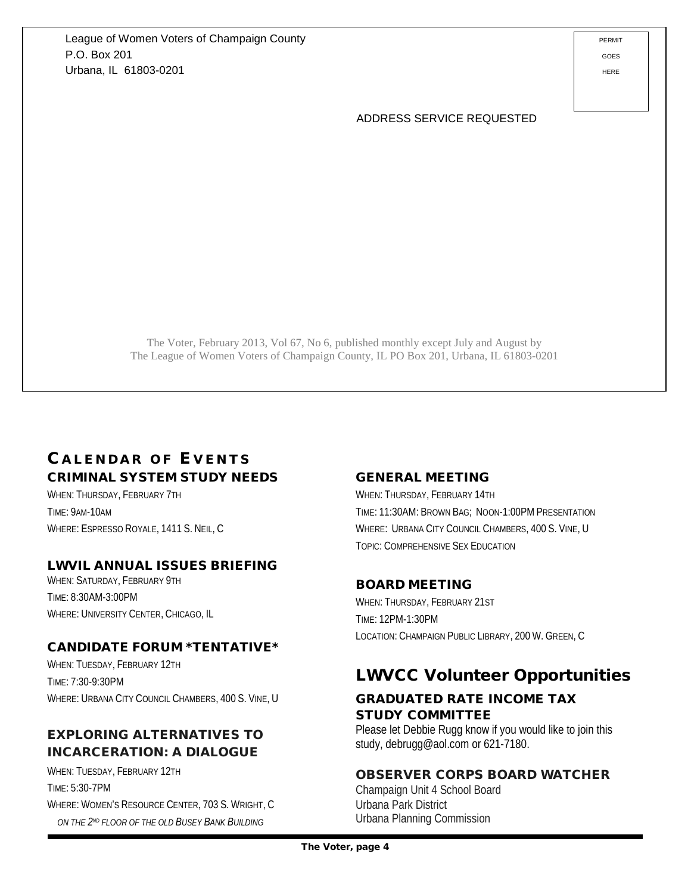League of Women Voters of Champaign County
P.O. Box 201
Urbana, IL 61803-0201

PERMIT
GOES
HERE

ADDRESS SERVICE REQUESTED

The Voter, February 2013, Vol 67, No 6, published monthly except July and August by
The League of Women Voters of Champaign County, IL PO Box 201, Urbana, IL 61803-0201

# Calendar of Events

### CRIMINAL SYSTEM STUDY NEEDS

WHEN: THURSDAY, FEBRUARY 7TH
TIME: 9AM-10AM
WHERE: ESPRESSO ROYALE, 1411 S. NEIL, C

### LWVIL ANNUAL ISSUES BRIEFING

WHEN: SATURDAY, FEBRUARY 9TH
TIME: 8:30AM-3:00PM
WHERE: UNIVERSITY CENTER, CHICAGO, IL

### CANDIDATE FORUM *TENTATIVE*

WHEN: TUESDAY, FEBRUARY 12TH
TIME: 7:30-9:30PM
WHERE: URBANA CITY COUNCIL CHAMBERS, 400 S. VINE, U

### EXPLORING ALTERNATIVES TO INCARCERATION: A DIALOGUE

WHEN: TUESDAY, FEBRUARY 12TH
TIME: 5:30-7PM
WHERE: WOMEN'S RESOURCE CENTER, 703 S. WRIGHT, C
*ON THE 2ND FLOOR OF THE OLD BUSEY BANK BUILDING*

### GENERAL MEETING

WHEN: THURSDAY, FEBRUARY 14TH
TIME: 11:30AM: BROWN BAG; NOON-1:00PM PRESENTATION
WHERE: URBANA CITY COUNCIL CHAMBERS, 400 S. VINE, U
TOPIC: COMPREHENSIVE SEX EDUCATION

### BOARD MEETING

WHEN: THURSDAY, FEBRUARY 21ST
TIME: 12PM-1:30PM
LOCATION: CHAMPAIGN PUBLIC LIBRARY, 200 W. GREEN, C

## LWVCC Volunteer Opportunities

### GRADUATED RATE INCOME TAX STUDY COMMITTEE

Please let Debbie Rugg know if you would like to join this study, debrugg@aol.com or 621-7180.

### OBSERVER CORPS BOARD WATCHER

Champaign Unit 4 School Board
Urbana Park District
Urbana Planning Commission